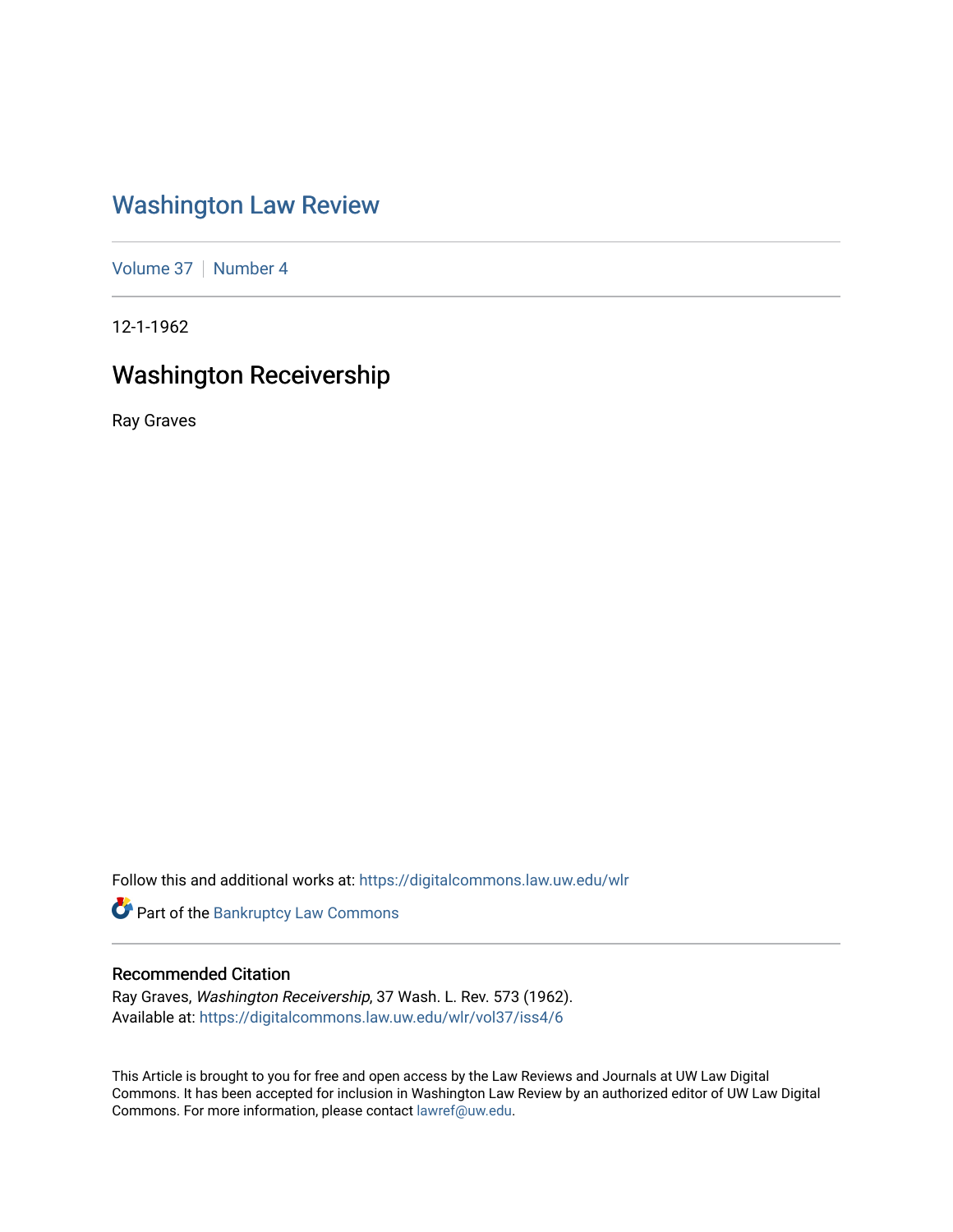# Washington Law Review

Volume 37 | Number 4

12-1-1962

## Washington Receivership

Ray Graves

Follow this and additional works at: https://digitalcommons.law.uw.edu/wlr

Part of the Bankruptcy Law Commons

### Recommended Citation

Ray Graves, *Washington Receivership*, 37 Wash. L. Rev. 573 (1962).
Available at: https://digitalcommons.law.uw.edu/wlr/vol37/iss4/6

This Article is brought to you for free and open access by the Law Reviews and Journals at UW Law Digital Commons. It has been accepted for inclusion in Washington Law Review by an authorized editor of UW Law Digital Commons. For more information, please contact lawref@uw.edu.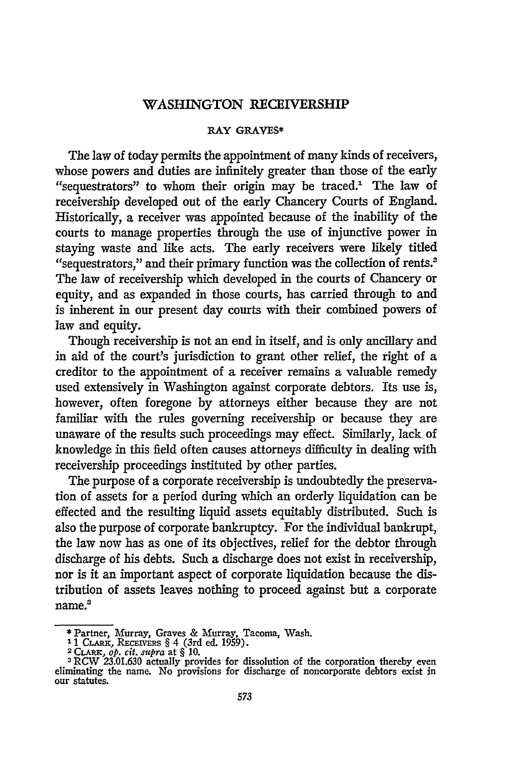# WASHINGTON RECEIVERSHIP

RAY GRAVES*

The law of today permits the appointment of many kinds of receivers, whose powers and duties are infinitely greater than those of the early "sequestrators" to whom their origin may be traced.[1] The law of receivership developed out of the early Chancery Courts of England. Historically, a receiver was appointed because of the inability of the courts to manage properties through the use of injunctive power in staying waste and like acts. The early receivers were likely titled "sequestrators," and their primary function was the collection of rents.[2] The law of receivership which developed in the courts of Chancery or equity, and as expanded in those courts, has carried through to and is inherent in our present day courts with their combined powers of law and equity.

Though receivership is not an end in itself, and is only ancillary and in aid of the court's jurisdiction to grant other relief, the right of a creditor to the appointment of a receiver remains a valuable remedy used extensively in Washington against corporate debtors. Its use is, however, often foregone by attorneys either because they are not familiar with the rules governing receivership or because they are unaware of the results such proceedings may effect. Similarly, lack of knowledge in this field often causes attorneys difficulty in dealing with receivership proceedings instituted by other parties.

The purpose of a corporate receivership is undoubtedly the preservation of assets for a period during which an orderly liquidation can be effected and the resulting liquid assets equitably distributed. Such is also the purpose of corporate bankruptcy. For the individual bankrupt, the law now has as one of its objectives, relief for the debtor through discharge of his debts. Such a discharge does not exist in receivership, nor is it an important aspect of corporate liquidation because the distribution of assets leaves nothing to proceed against but a corporate name.[3]

---

\* Partner, Murray, Graves & Murray, Tacoma, Wash.

[1] 1 CLARK, RECEIVERS § 4 (3rd ed. 1959).

[2] CLARK, *op. cit. supra* at § 10.

[3] RCW 23.01.630 actually provides for dissolution of the corporation thereby even eliminating the name. No provisions for discharge of noncorporate debtors exist in our statutes.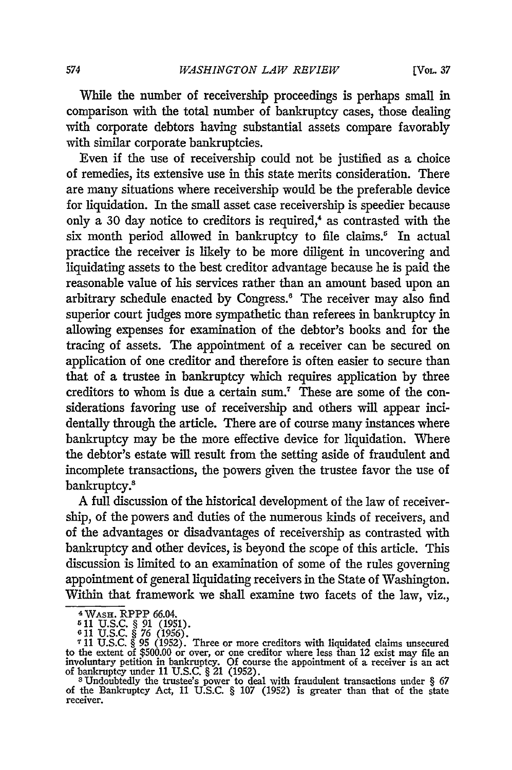While the number of receivership proceedings is perhaps small in comparison with the total number of bankruptcy cases, those dealing with corporate debtors having substantial assets compare favorably with similar corporate bankruptcies.

Even if the use of receivership could not be justified as a choice of remedies, its extensive use in this state merits consideration. There are many situations where receivership would be the preferable device for liquidation. In the small asset case receivership is speedier because only a 30 day notice to creditors is required,[4] as contrasted with the six month period allowed in bankruptcy to file claims.[5] In actual practice the receiver is likely to be more diligent in uncovering and liquidating assets to the best creditor advantage because he is paid the reasonable value of his services rather than an amount based upon an arbitrary schedule enacted by Congress.[6] The receiver may also find superior court judges more sympathetic than referees in bankruptcy in allowing expenses for examination of the debtor's books and for the tracing of assets. The appointment of a receiver can be secured on application of one creditor and therefore is often easier to secure than that of a trustee in bankruptcy which requires application by three creditors to whom is due a certain sum.[7] These are some of the considerations favoring use of receivership and others will appear incidentally through the article. There are of course many instances where bankruptcy may be the more effective device for liquidation. Where the debtor's estate will result from the setting aside of fraudulent and incomplete transactions, the powers given the trustee favor the use of bankruptcy.[8]

A full discussion of the historical development of the law of receivership, of the powers and duties of the numerous kinds of receivers, and of the advantages or disadvantages of receivership as contrasted with bankruptcy and other devices, is beyond the scope of this article. This discussion is limited to an examination of some of the rules governing appointment of general liquidating receivers in the State of Washington. Within that framework we shall examine two facets of the law, viz.,

---

[4] WASH. RPPP 66.04.

[5] 11 U.S.C. § 91 (1951).

[6] 11 U.S.C. § 76 (1956).

[7] 11 U.S.C. § 95 (1952). Three or more creditors with liquidated claims unsecured to the extent of $500.00 or over, or one creditor where less than 12 exist may file an involuntary petition in bankruptcy. Of course the appointment of a receiver is an act of bankruptcy under 11 U.S.C. § 21 (1952).

[8] Undoubtedly the trustee's power to deal with fraudulent transactions under § 67 of the Bankruptcy Act, 11 U.S.C. § 107 (1952) is greater than that of the state receiver.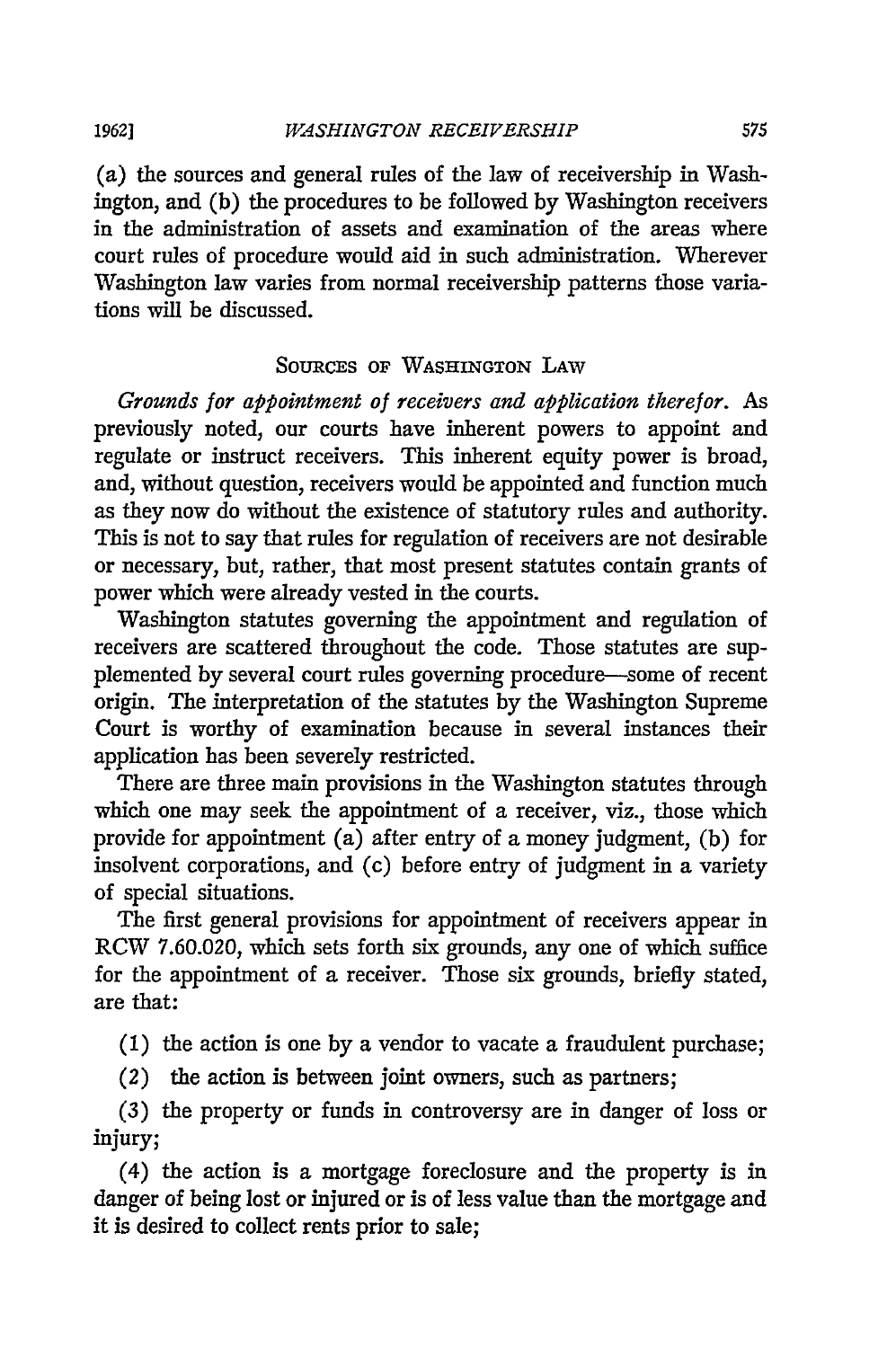(a) the sources and general rules of the law of receivership in Washington, and (b) the procedures to be followed by Washington receivers in the administration of assets and examination of the areas where court rules of procedure would aid in such administration. Wherever Washington law varies from normal receivership patterns those variations will be discussed.

## SOURCES OF WASHINGTON LAW

*Grounds for appointment of receivers and application therefor.* As previously noted, our courts have inherent powers to appoint and regulate or instruct receivers. This inherent equity power is broad, and, without question, receivers would be appointed and function much as they now do without the existence of statutory rules and authority. This is not to say that rules for regulation of receivers are not desirable or necessary, but, rather, that most present statutes contain grants of power which were already vested in the courts.

Washington statutes governing the appointment and regulation of receivers are scattered throughout the code. Those statutes are supplemented by several court rules governing procedure—some of recent origin. The interpretation of the statutes by the Washington Supreme Court is worthy of examination because in several instances their application has been severely restricted.

There are three main provisions in the Washington statutes through which one may seek the appointment of a receiver, viz., those which provide for appointment (a) after entry of a money judgment, (b) for insolvent corporations, and (c) before entry of judgment in a variety of special situations.

The first general provisions for appointment of receivers appear in RCW 7.60.020, which sets forth six grounds, any one of which suffice for the appointment of a receiver. Those six grounds, briefly stated, are that:

(1) the action is one by a vendor to vacate a fraudulent purchase;

(2) the action is between joint owners, such as partners;

(3) the property or funds in controversy are in danger of loss or injury;

(4) the action is a mortgage foreclosure and the property is in danger of being lost or injured or is of less value than the mortgage and it is desired to collect rents prior to sale;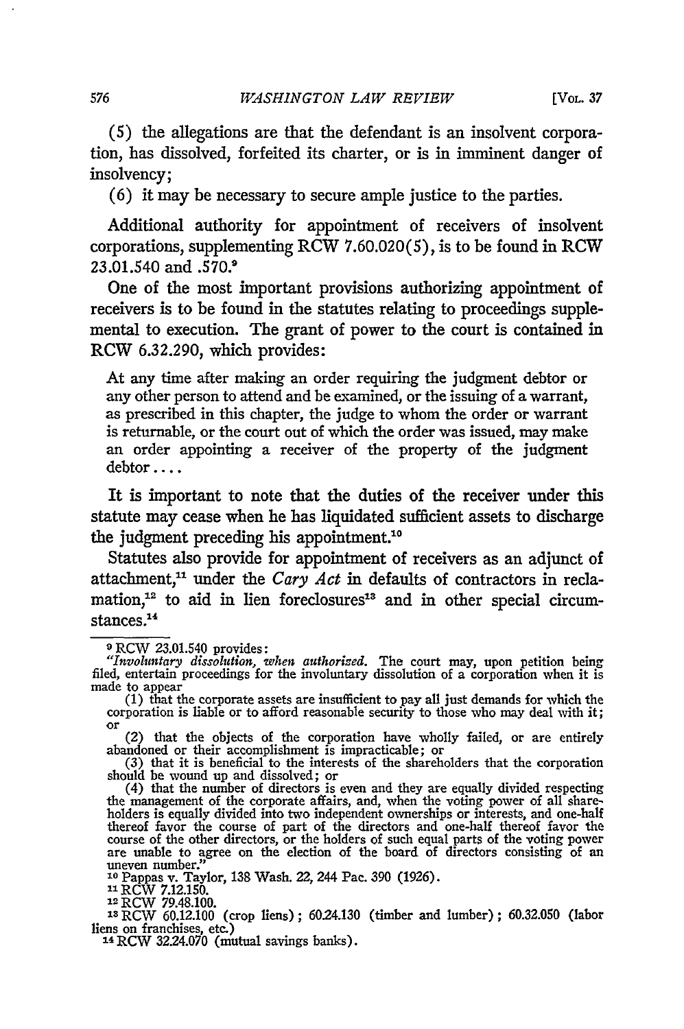(5) the allegations are that the defendant is an insolvent corporation, has dissolved, forfeited its charter, or is in imminent danger of insolvency;

(6) it may be necessary to secure ample justice to the parties.

Additional authority for appointment of receivers of insolvent corporations, supplementing RCW 7.60.020(5), is to be found in RCW 23.01.540 and .570.[9]

One of the most important provisions authorizing appointment of receivers is to be found in the statutes relating to proceedings supplemental to execution. The grant of power to the court is contained in RCW 6.32.290, which provides:

> At any time after making an order requiring the judgment debtor or any other person to attend and be examined, or the issuing of a warrant, as prescribed in this chapter, the judge to whom the order or warrant is returnable, or the court out of which the order was issued, may make an order appointing a receiver of the property of the judgment debtor....

It is important to note that the duties of the receiver under this statute may cease when he has liquidated sufficient assets to discharge the judgment preceding his appointment.[10]

Statutes also provide for appointment of receivers as an adjunct of attachment,[11] under the *Cary Act* in defaults of contractors in reclamation,[12] to aid in lien foreclosures[13] and in other special circumstances.[14]

---

[9] RCW 23.01.540 provides:
"*Involuntary dissolution, when authorized.* The court may, upon petition being filed, entertain proceedings for the involuntary dissolution of a corporation when it is made to appear

(1) that the corporate assets are insufficient to pay all just demands for which the corporation is liable or to afford reasonable security to those who may deal with it; or

(2) that the objects of the corporation have wholly failed, or are entirely abandoned or their accomplishment is impracticable; or

(3) that it is beneficial to the interests of the shareholders that the corporation should be wound up and dissolved; or

(4) that the number of directors is even and they are equally divided respecting the management of the corporate affairs, and, when the voting power of all shareholders is equally divided into two independent ownerships or interests, and one-half thereof favor the course of part of the directors and one-half thereof favor the course of the other directors, or the holders of such equal parts of the voting power are unable to agree on the election of the board of directors consisting of an uneven number."

[10] Pappas v. Taylor, 138 Wash. 22, 244 Pac. 390 (1926).

[11] RCW 7.12.150.

[12] RCW 79.48.100.

[13] RCW 60.12.100 (crop liens); 60.24.130 (timber and lumber); 60.32.050 (labor liens on franchises, etc.)

[14] RCW 32.24.070 (mutual savings banks).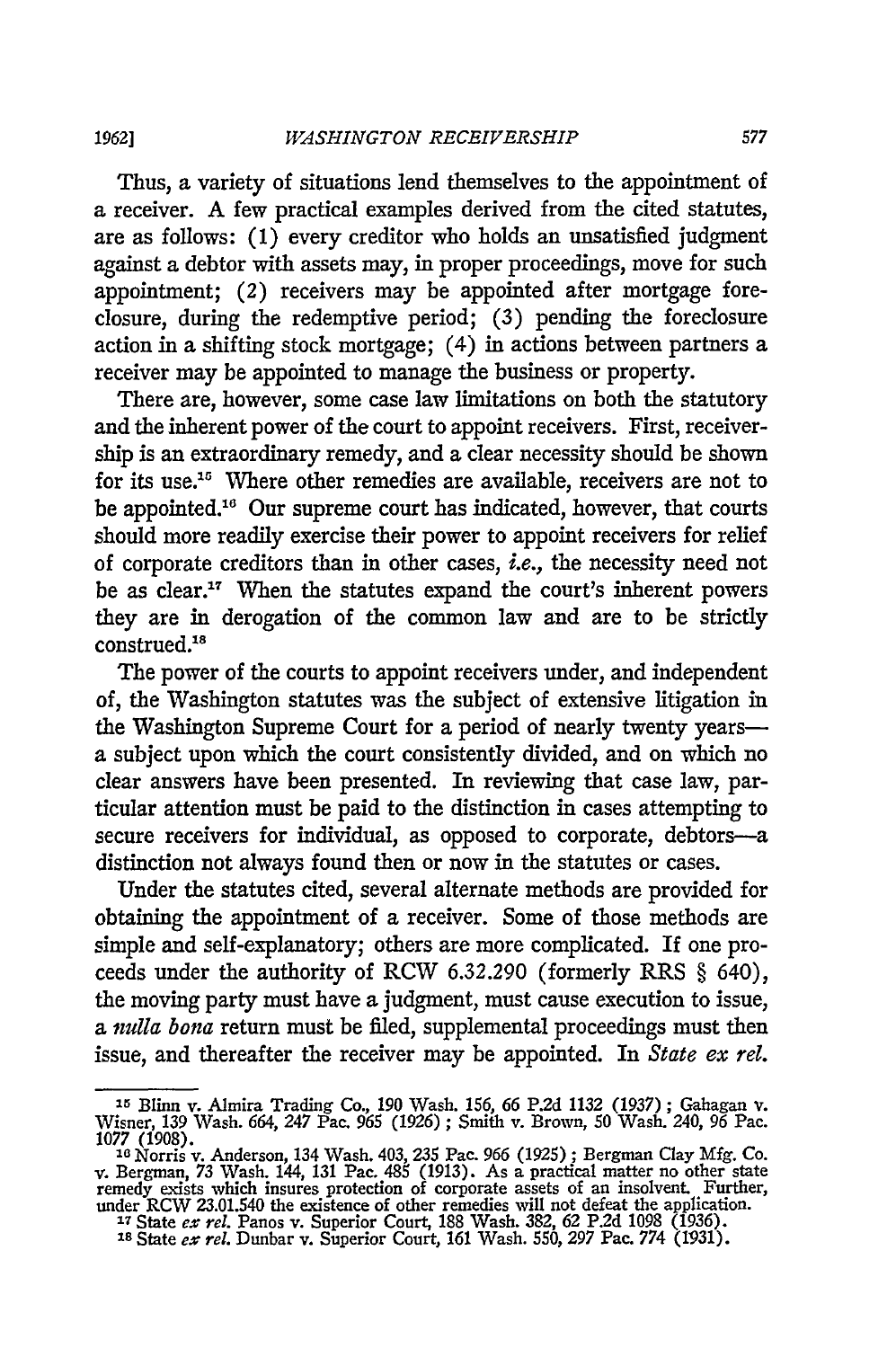Thus, a variety of situations lend themselves to the appointment of a receiver. A few practical examples derived from the cited statutes, are as follows: (1) every creditor who holds an unsatisfied judgment against a debtor with assets may, in proper proceedings, move for such appointment; (2) receivers may be appointed after mortgage foreclosure, during the redemptive period; (3) pending the foreclosure action in a shifting stock mortgage; (4) in actions between partners a receiver may be appointed to manage the business or property.

There are, however, some case law limitations on both the statutory and the inherent power of the court to appoint receivers. First, receivership is an extraordinary remedy, and a clear necessity should be shown for its use.[15] Where other remedies are available, receivers are not to be appointed.[16] Our supreme court has indicated, however, that courts should more readily exercise their power to appoint receivers for relief of corporate creditors than in other cases, *i.e.*, the necessity need not be as clear.[17] When the statutes expand the court's inherent powers they are in derogation of the common law and are to be strictly construed.[18]

The power of the courts to appoint receivers under, and independent of, the Washington statutes was the subject of extensive litigation in the Washington Supreme Court for a period of nearly twenty years—a subject upon which the court consistently divided, and on which no clear answers have been presented. In reviewing that case law, particular attention must be paid to the distinction in cases attempting to secure receivers for individual, as opposed to corporate, debtors—a distinction not always found then or now in the statutes or cases.

Under the statutes cited, several alternate methods are provided for obtaining the appointment of a receiver. Some of those methods are simple and self-explanatory; others are more complicated. If one proceeds under the authority of RCW 6.32.290 (formerly RRS § 640), the moving party must have a judgment, must cause execution to issue, a *nulla bona* return must be filed, supplemental proceedings must then issue, and thereafter the receiver may be appointed. In *State ex rel.*

---

[15] Blinn v. Almira Trading Co., 190 Wash. 156, 66 P.2d 1132 (1937); Gahagan v. Wisner, 139 Wash. 664, 247 Pac. 965 (1926); Smith v. Brown, 50 Wash. 240, 96 Pac. 1077 (1908).

[16] Norris v. Anderson, 134 Wash. 403, 235 Pac. 966 (1925); Bergman Clay Mfg. Co. v. Bergman, 73 Wash. 144, 131 Pac. 485 (1913). As a practical matter no other state remedy exists which insures protection of corporate assets of an insolvent. Further, under RCW 23.01.540 the existence of other remedies will not defeat the application.

[17] State *ex rel.* Panos v. Superior Court, 188 Wash. 382, 62 P.2d 1098 (1936).

[18] State *ex rel.* Dunbar v. Superior Court, 161 Wash. 550, 297 Pac. 774 (1931).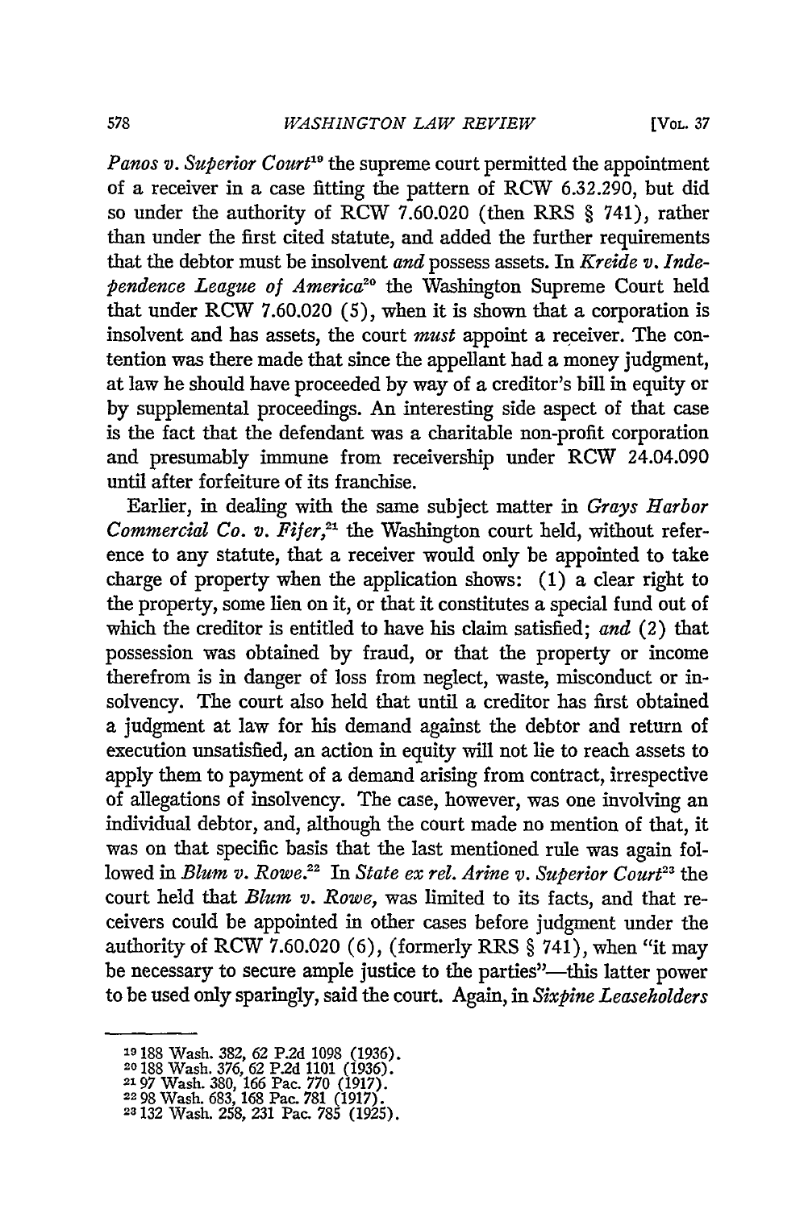*Panos v. Superior Court*[19] the supreme court permitted the appointment of a receiver in a case fitting the pattern of RCW 6.32.290, but did so under the authority of RCW 7.60.020 (then RRS § 741), rather than under the first cited statute, and added the further requirements that the debtor must be insolvent *and* possess assets. In *Kreide v. Independence League of America*[20] the Washington Supreme Court held that under RCW 7.60.020 (5), when it is shown that a corporation is insolvent and has assets, the court *must* appoint a receiver. The contention was there made that since the appellant had a money judgment, at law he should have proceeded by way of a creditor's bill in equity or by supplemental proceedings. An interesting side aspect of that case is the fact that the defendant was a charitable non-profit corporation and presumably immune from receivership under RCW 24.04.090 until after forfeiture of its franchise.

Earlier, in dealing with the same subject matter in *Grays Harbor Commercial Co. v. Fifer*,[21] the Washington court held, without reference to any statute, that a receiver would only be appointed to take charge of property when the application shows: (1) a clear right to the property, some lien on it, or that it constitutes a special fund out of which the creditor is entitled to have his claim satisfied; *and* (2) that possession was obtained by fraud, or that the property or income therefrom is in danger of loss from neglect, waste, misconduct or insolvency. The court also held that until a creditor has first obtained a judgment at law for his demand against the debtor and return of execution unsatisfied, an action in equity will not lie to reach assets to apply them to payment of a demand arising from contract, irrespective of allegations of insolvency. The case, however, was one involving an individual debtor, and, although the court made no mention of that, it was on that specific basis that the last mentioned rule was again followed in *Blum v. Rowe*.[22] In *State ex rel. Arine v. Superior Court*[23] the court held that *Blum v. Rowe*, was limited to its facts, and that receivers could be appointed in other cases before judgment under the authority of RCW 7.60.020 (6), (formerly RRS § 741), when "it may be necessary to secure ample justice to the parties"—this latter power to be used only sparingly, said the court. Again, in *Sixpine Leaseholders*

---

[19] 188 Wash. 382, 62 P.2d 1098 (1936).
[20] 188 Wash. 376, 62 P.2d 1101 (1936).
[21] 97 Wash. 380, 166 Pac. 770 (1917).
[22] 98 Wash. 683, 168 Pac. 781 (1917).
[23] 132 Wash. 258, 231 Pac. 785 (1925).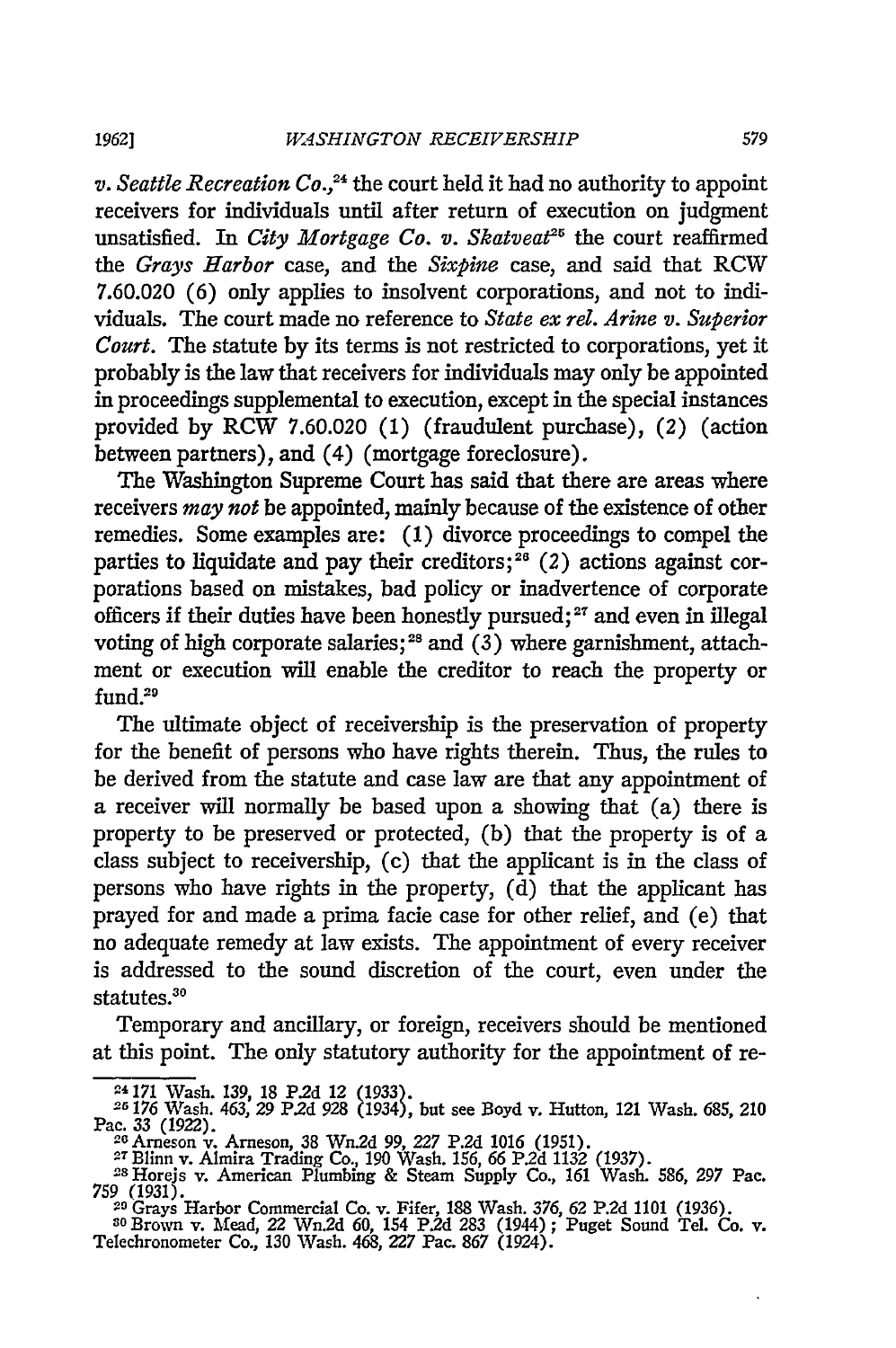*v. Seattle Recreation Co.*,[24] the court held it had no authority to appoint receivers for individuals until after return of execution on judgment unsatisfied. In *City Mortgage Co. v. Skatveat*[25] the court reaffirmed the *Grays Harbor* case, and the *Sixpine* case, and said that RCW 7.60.020 (6) only applies to insolvent corporations, and not to individuals. The court made no reference to *State ex rel. Arine v. Superior Court.* The statute by its terms is not restricted to corporations, yet it probably is the law that receivers for individuals may only be appointed in proceedings supplemental to execution, except in the special instances provided by RCW 7.60.020 (1) (fraudulent purchase), (2) (action between partners), and (4) (mortgage foreclosure).

The Washington Supreme Court has said that there are areas where receivers *may not* be appointed, mainly because of the existence of other remedies. Some examples are: (1) divorce proceedings to compel the parties to liquidate and pay their creditors;[26] (2) actions against corporations based on mistakes, bad policy or inadvertence of corporate officers if their duties have been honestly pursued;[27] and even in illegal voting of high corporate salaries;[28] and (3) where garnishment, attachment or execution will enable the creditor to reach the property or fund.[29]

The ultimate object of receivership is the preservation of property for the benefit of persons who have rights therein. Thus, the rules to be derived from the statute and case law are that any appointment of a receiver will normally be based upon a showing that (a) there is property to be preserved or protected, (b) that the property is of a class subject to receivership, (c) that the applicant is in the class of persons who have rights in the property, (d) that the applicant has prayed for and made a prima facie case for other relief, and (e) that no adequate remedy at law exists. The appointment of every receiver is addressed to the sound discretion of the court, even under the statutes.[30]

Temporary and ancillary, or foreign, receivers should be mentioned at this point. The only statutory authority for the appointment of re-

---

[24] 171 Wash. 139, 18 P.2d 12 (1933).

[25] 176 Wash. 463, 29 P.2d 928 (1934), but see Boyd v. Hutton, 121 Wash. 685, 210 Pac. 33 (1922).

[26] Arneson v. Arneson, 38 Wn.2d 99, 227 P.2d 1016 (1951).

[27] Blinn v. Almira Trading Co., 190 Wash. 156, 66 P.2d 1132 (1937).

[28] Horejs v. American Plumbing & Steam Supply Co., 161 Wash. 586, 297 Pac. 759 (1931).

[29] Grays Harbor Commercial Co. v. Fifer, 188 Wash. 376, 62 P.2d 1101 (1936).

[30] Brown v. Mead, 22 Wn.2d 60, 154 P.2d 283 (1944); Puget Sound Tel. Co. v. Telechronometer Co., 130 Wash. 468, 227 Pac. 867 (1924).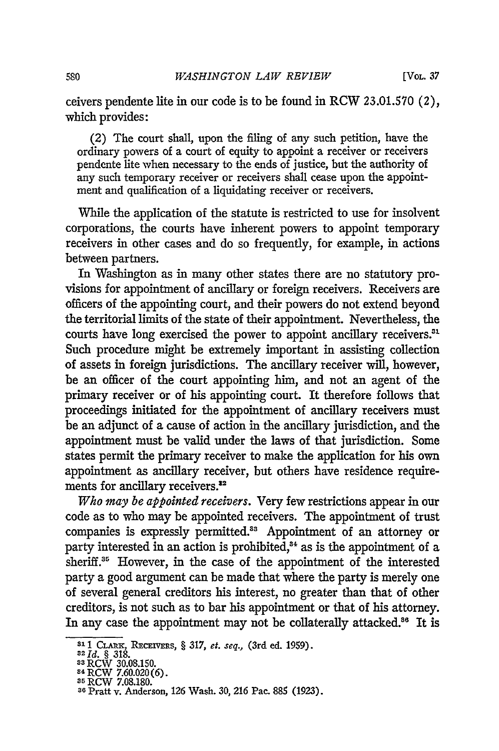ceivers pendente lite in our code is to be found in RCW 23.01.570 (2), which provides:

> (2) The court shall, upon the filing of any such petition, have the ordinary powers of a court of equity to appoint a receiver or receivers pendente lite when necessary to the ends of justice, but the authority of any such temporary receiver or receivers shall cease upon the appointment and qualification of a liquidating receiver or receivers.

While the application of the statute is restricted to use for insolvent corporations, the courts have inherent powers to appoint temporary receivers in other cases and do so frequently, for example, in actions between partners.

In Washington as in many other states there are no statutory provisions for appointment of ancillary or foreign receivers. Receivers are officers of the appointing court, and their powers do not extend beyond the territorial limits of the state of their appointment. Nevertheless, the courts have long exercised the power to appoint ancillary receivers.[31] Such procedure might be extremely important in assisting collection of assets in foreign jurisdictions. The ancillary receiver will, however, be an officer of the court appointing him, and not an agent of the primary receiver or of his appointing court. It therefore follows that proceedings initiated for the appointment of ancillary receivers must be an adjunct of a cause of action in the ancillary jurisdiction, and the appointment must be valid under the laws of that jurisdiction. Some states permit the primary receiver to make the application for his own appointment as ancillary receiver, but others have residence requirements for ancillary receivers.[32]

*Who may be appointed receivers.* Very few restrictions appear in our code as to who may be appointed receivers. The appointment of trust companies is expressly permitted.[33] Appointment of an attorney or party interested in an action is prohibited,[34] as is the appointment of a sheriff.[35] However, in the case of the appointment of the interested party a good argument can be made that where the party is merely one of several general creditors his interest, no greater than that of other creditors, is not such as to bar his appointment or that of his attorney. In any case the appointment may not be collaterally attacked.[36] It is

---

[31] 1 CLARK, RECEIVERS, § 317, *et. seq.*, (3rd ed. 1959).

[32] *Id.* § 318.

[33] RCW 30.08.150.

[34] RCW 7.60.020(6).

[35] RCW 7.08.180.

[36] Pratt v. Anderson, 126 Wash. 30, 216 Pac. 885 (1923).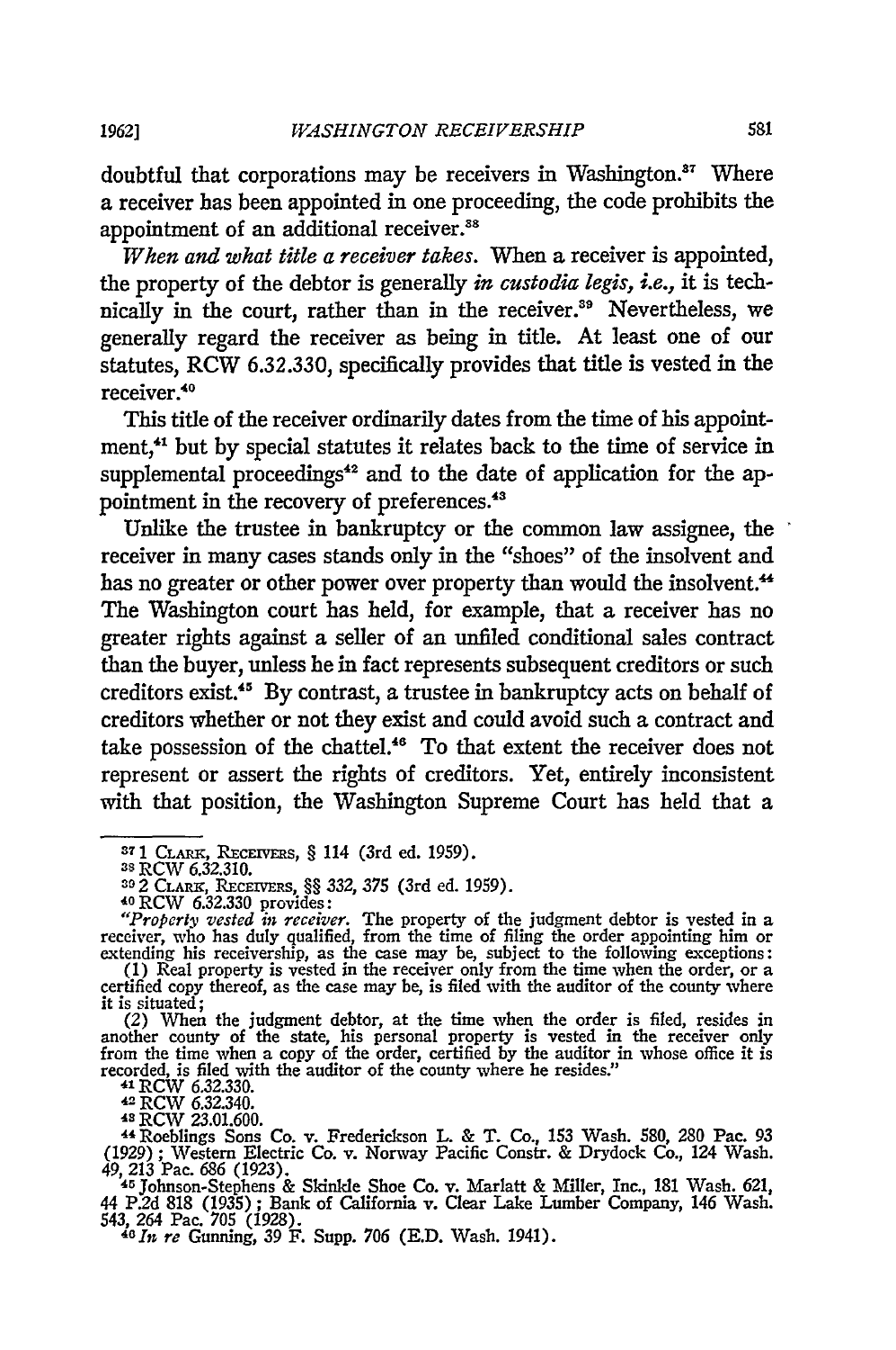doubtful that corporations may be receivers in Washington.[37] Where a receiver has been appointed in one proceeding, the code prohibits the appointment of an additional receiver.[38]

*When and what title a receiver takes.* When a receiver is appointed, the property of the debtor is generally *in custodia legis, i.e.*, it is technically in the court, rather than in the receiver.[39] Nevertheless, we generally regard the receiver as being in title. At least one of our statutes, RCW 6.32.330, specifically provides that title is vested in the receiver.[40]

This title of the receiver ordinarily dates from the time of his appointment,[41] but by special statutes it relates back to the time of service in supplemental proceedings[42] and to the date of application for the appointment in the recovery of preferences.[43]

Unlike the trustee in bankruptcy or the common law assignee, the receiver in many cases stands only in the "shoes" of the insolvent and has no greater or other power over property than would the insolvent.[44] The Washington court has held, for example, that a receiver has no greater rights against a seller of an unfiled conditional sales contract than the buyer, unless he in fact represents subsequent creditors or such creditors exist.[45] By contrast, a trustee in bankruptcy acts on behalf of creditors whether or not they exist and could avoid such a contract and take possession of the chattel.[46] To that extent the receiver does not represent or assert the rights of creditors. Yet, entirely inconsistent with that position, the Washington Supreme Court has held that a

---

[37] 1 CLARK, RECEIVERS, § 114 (3rd ed. 1959).

[38] RCW 6.32.310.

[39] 2 CLARK, RECEIVERS, §§ 332, 375 (3rd ed. 1959).

[40] RCW 6.32.330 provides:
"*Property vested in receiver.* The property of the judgment debtor is vested in a receiver, who has duly qualified, from the time of filing the order appointing him or extending his receivership, as the case may be, subject to the following exceptions:
(1) Real property is vested in the receiver only from the time when the order, or a certified copy thereof, as the case may be, is filed with the auditor of the county where it is situated;
(2) When the judgment debtor, at the time when the order is filed, resides in another county of the state, his personal property is vested in the receiver only from the time when a copy of the order, certified by the auditor in whose office it is recorded, is filed with the auditor of the county where he resides."

[41] RCW 6.32.330.

[42] RCW 6.32.340.

[43] RCW 23.01.600.

[44] Roeblings Sons Co. v. Frederickson L. & T. Co., 153 Wash. 580, 280 Pac. 93 (1929); Western Electric Co. v. Norway Pacific Constr. & Drydock Co., 124 Wash. 49, 213 Pac. 686 (1923).

[45] Johnson-Stephens & Skinkle Shoe Co. v. Marlatt & Miller, Inc., 181 Wash. 621, 44 P.2d 818 (1935); Bank of California v. Clear Lake Lumber Company, 146 Wash. 543, 264 Pac. 705 (1928).

[46] *In re* Gunning, 39 F. Supp. 706 (E.D. Wash. 1941).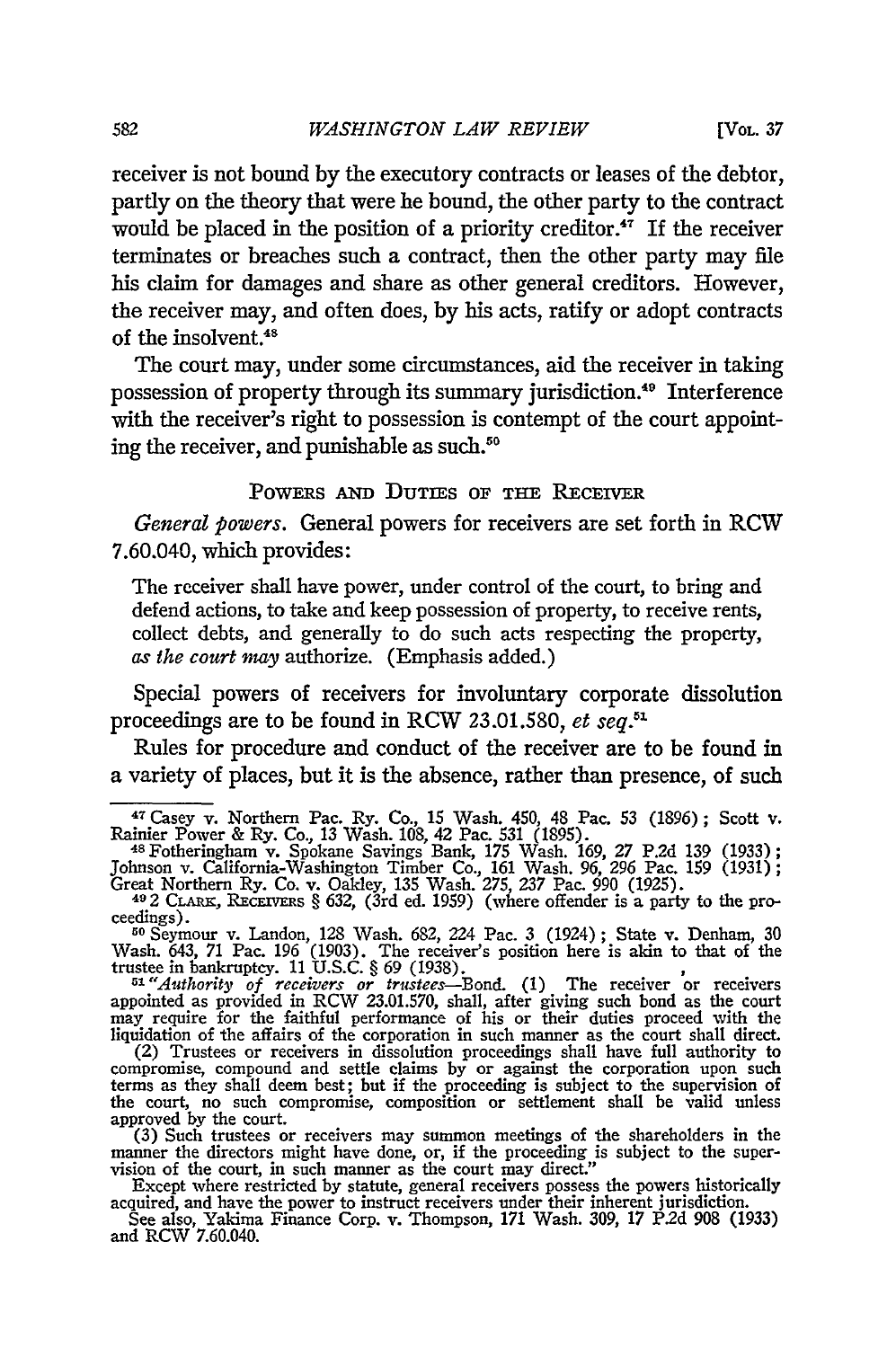receiver is not bound by the executory contracts or leases of the debtor, partly on the theory that were he bound, the other party to the contract would be placed in the position of a priority creditor.[47] If the receiver terminates or breaches such a contract, then the other party may file his claim for damages and share as other general creditors. However, the receiver may, and often does, by his acts, ratify or adopt contracts of the insolvent.[48]

The court may, under some circumstances, aid the receiver in taking possession of property through its summary jurisdiction.[49] Interference with the receiver's right to possession is contempt of the court appointing the receiver, and punishable as such.[50]

## POWERS AND DUTIES OF THE RECEIVER

*General powers.* General powers for receivers are set forth in RCW 7.60.040, which provides:

> The receiver shall have power, under control of the court, to bring and defend actions, to take and keep possession of property, to receive rents, collect debts, and generally to do such acts respecting the property, *as the court may* authorize. (Emphasis added.)

Special powers of receivers for involuntary corporate dissolution proceedings are to be found in RCW 23.01.580, *et seq.*[51]

Rules for procedure and conduct of the receiver are to be found in a variety of places, but it is the absence, rather than presence, of such

---

[47] Casey v. Northern Pac. Ry. Co., 15 Wash. 450, 48 Pac. 53 (1896); Scott v. Rainier Power & Ry. Co., 13 Wash. 108, 42 Pac. 531 (1895).

[48] Fotheringham v. Spokane Savings Bank, 175 Wash. 169, 27 P.2d 139 (1933); Johnson v. California-Washington Timber Co., 161 Wash. 96, 296 Pac. 159 (1931); Great Northern Ry. Co. v. Oakley, 135 Wash. 275, 237 Pac. 990 (1925).

[49] 2 CLARK, RECEIVERS § 632, (3rd ed. 1959) (where offender is a party to the proceedings).

[50] Seymour v. Landon, 128 Wash. 682, 224 Pac. 3 (1924); State v. Denham, 30 Wash. 643, 71 Pac. 196 (1903). The receiver's position here is akin to that of the trustee in bankruptcy. 11 U.S.C. § 69 (1938).

[51] *"Authority of receivers or trustees*—Bond. (1) The receiver or receivers appointed as provided in RCW 23.01.570, shall, after giving such bond as the court may require for the faithful performance of his or their duties proceed with the liquidation of the affairs of the corporation in such manner as the court shall direct.

(2) Trustees or receivers in dissolution proceedings shall have full authority to compromise, compound and settle claims by or against the corporation upon such terms as they shall deem best; but if the proceeding is subject to the supervision of the court, no such compromise, composition or settlement shall be valid unless approved by the court.

(3) Such trustees or receivers may summon meetings of the shareholders in the manner the directors might have done, or, if the proceeding is subject to the supervision of the court, in such manner as the court may direct."

Except where restricted by statute, general receivers possess the powers historically acquired, and have the power to instruct receivers under their inherent jurisdiction.

See also, Yakima Finance Corp. v. Thompson, 171 Wash. 309, 17 P.2d 908 (1933) and RCW 7.60.040.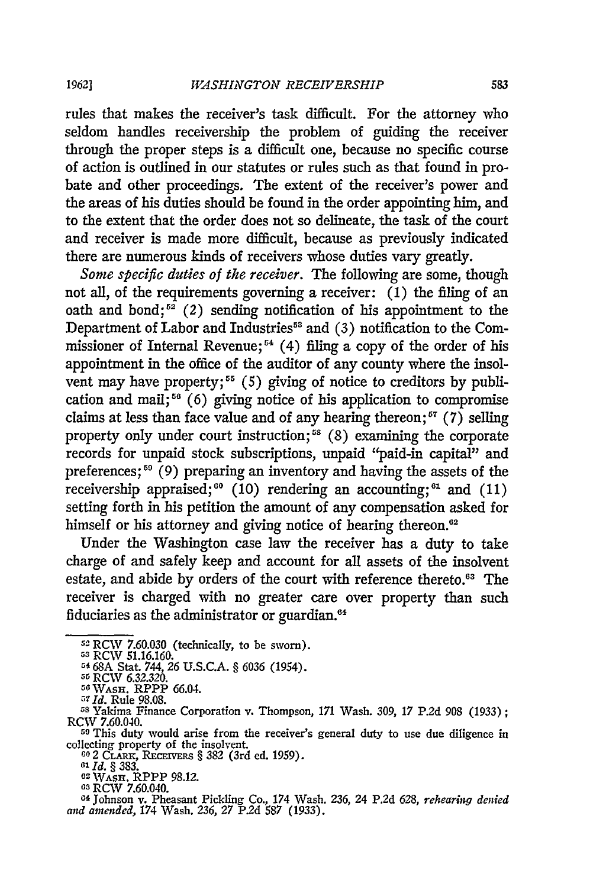rules that makes the receiver's task difficult. For the attorney who seldom handles receivership the problem of guiding the receiver through the proper steps is a difficult one, because no specific course of action is outlined in our statutes or rules such as that found in probate and other proceedings. The extent of the receiver's power and the areas of his duties should be found in the order appointing him, and to the extent that the order does not so delineate, the task of the court and receiver is made more difficult, because as previously indicated there are numerous kinds of receivers whose duties vary greatly.

*Some specific duties of the receiver.* The following are some, though not all, of the requirements governing a receiver: (1) the filing of an oath and bond;[52] (2) sending notification of his appointment to the Department of Labor and Industries[53] and (3) notification to the Commissioner of Internal Revenue;[54] (4) filing a copy of the order of his appointment in the office of the auditor of any county where the insolvent may have property;[55] (5) giving of notice to creditors by publication and mail;[56] (6) giving notice of his application to compromise claims at less than face value and of any hearing thereon;[57] (7) selling property only under court instruction;[58] (8) examining the corporate records for unpaid stock subscriptions, unpaid "paid-in capital" and preferences;[59] (9) preparing an inventory and having the assets of the receivership appraised;[60] (10) rendering an accounting;[61] and (11) setting forth in his petition the amount of any compensation asked for himself or his attorney and giving notice of hearing thereon.[62]

Under the Washington case law the receiver has a duty to take charge of and safely keep and account for all assets of the insolvent estate, and abide by orders of the court with reference thereto.[63] The receiver is charged with no greater care over property than such fiduciaries as the administrator or guardian.[64]

---

[52] RCW 7.60.030 (technically, to be sworn).

[53] RCW 51.16.160.

[54] 68A Stat. 744, 26 U.S.C.A. § 6036 (1954).

[55] RCW 6.32.320.

[56] WASH. RPPP 66.04.

[57] *Id.* Rule 98.08.

[58] Yakima Finance Corporation v. Thompson, 171 Wash. 309, 17 P.2d 908 (1933); RCW 7.60.040.

[59] This duty would arise from the receiver's general duty to use due diligence in collecting property of the insolvent.

[60] 2 CLARK, RECEIVERS § 382 (3rd ed. 1959).

[61] *Id.* § 383.

[62] WASH. RPPP 98.12.

[63] RCW 7.60.040.

[64] Johnson v. Pheasant Pickling Co., 174 Wash. 236, 24 P.2d 628, *rehearing denied and amended*, 174 Wash. 236, 27 P.2d 587 (1933).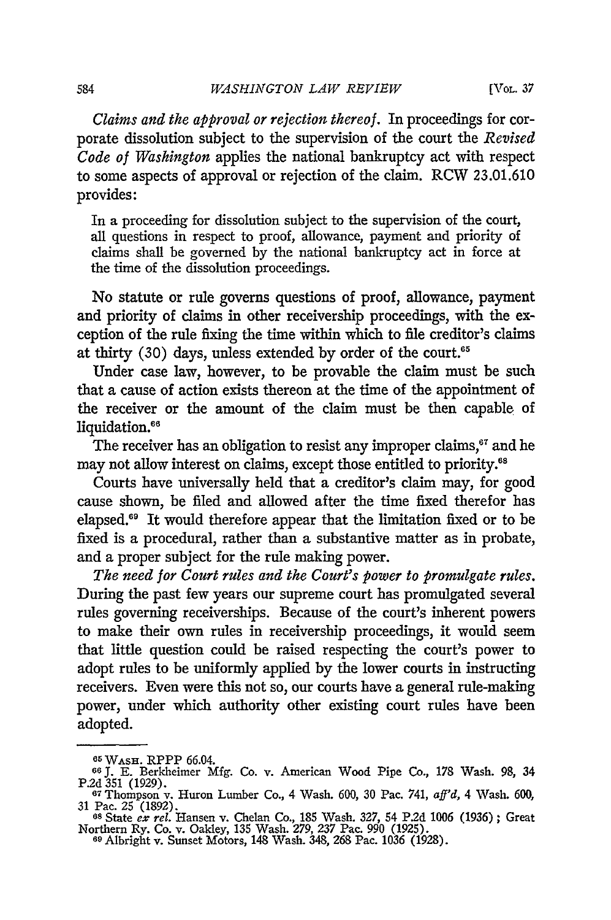*Claims and the approval or rejection thereof.* In proceedings for corporate dissolution subject to the supervision of the court the *Revised Code of Washington* applies the national bankruptcy act with respect to some aspects of approval or rejection of the claim. RCW 23.01.610 provides:

> In a proceeding for dissolution subject to the supervision of the court, all questions in respect to proof, allowance, payment and priority of claims shall be governed by the national bankruptcy act in force at the time of the dissolution proceedings.

No statute or rule governs questions of proof, allowance, payment and priority of claims in other receivership proceedings, with the exception of the rule fixing the time within which to file creditor's claims at thirty (30) days, unless extended by order of the court.[65]

Under case law, however, to be provable the claim must be such that a cause of action exists thereon at the time of the appointment of the receiver or the amount of the claim must be then capable of liquidation.[66]

The receiver has an obligation to resist any improper claims,[67] and he may not allow interest on claims, except those entitled to priority.[68]

Courts have universally held that a creditor's claim may, for good cause shown, be filed and allowed after the time fixed therefor has elapsed.[69] It would therefore appear that the limitation fixed or to be fixed is a procedural, rather than a substantive matter as in probate, and a proper subject for the rule making power.

*The need for Court rules and the Court's power to promulgate rules.* During the past few years our supreme court has promulgated several rules governing receiverships. Because of the court's inherent powers to make their own rules in receivership proceedings, it would seem that little question could be raised respecting the court's power to adopt rules to be uniformly applied by the lower courts in instructing receivers. Even were this not so, our courts have a general rule-making power, under which authority other existing court rules have been adopted.

---

[65] WASH. RPPP 66.04.

[66] J. E. Berkheimer Mfg. Co. v. American Wood Pipe Co., 178 Wash. 98, 34 P.2d 351 (1929).

[67] Thompson v. Huron Lumber Co., 4 Wash. 600, 30 Pac. 741, *aff'd*, 4 Wash. 600, 31 Pac. 25 (1892).

[68] State *ex rel.* Hansen v. Chelan Co., 185 Wash. 327, 54 P.2d 1006 (1936); Great Northern Ry. Co. v. Oakley, 135 Wash. 279, 237 Pac. 990 (1925).

[69] Albright v. Sunset Motors, 148 Wash. 348, 268 Pac. 1036 (1928).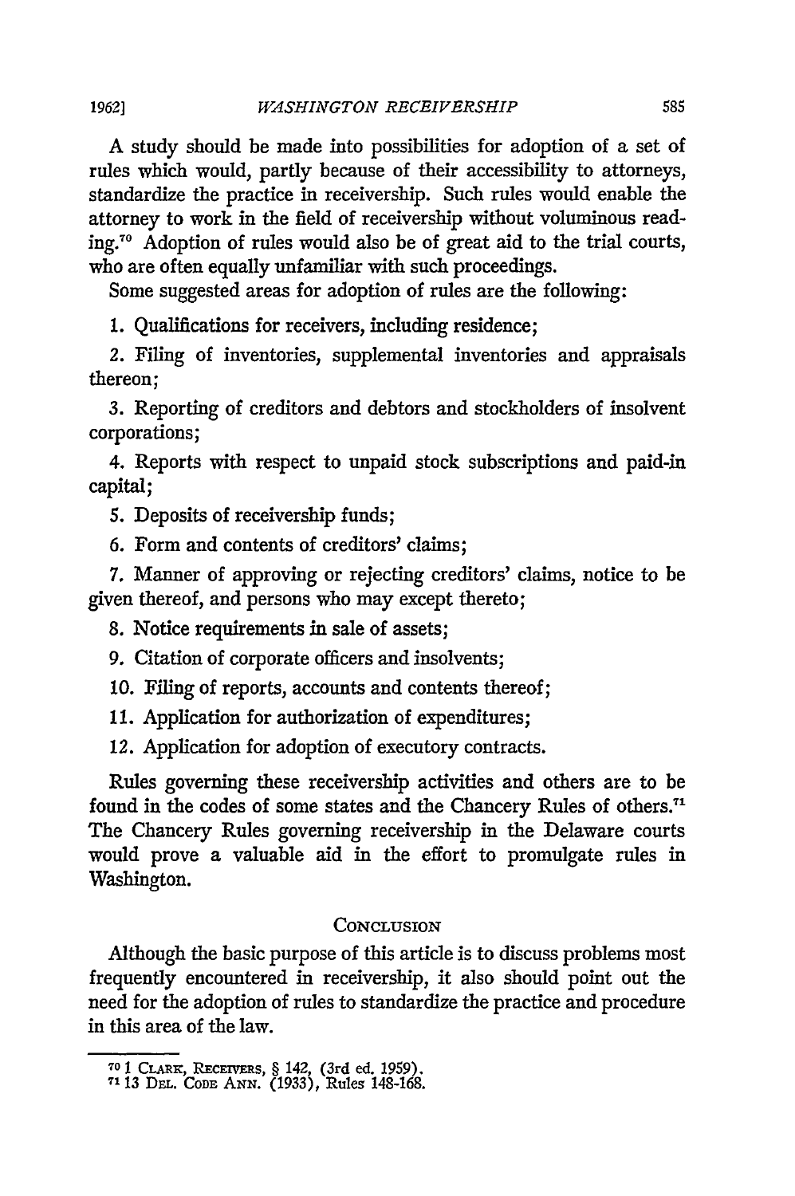A study should be made into possibilities for adoption of a set of rules which would, partly because of their accessibility to attorneys, standardize the practice in receivership. Such rules would enable the attorney to work in the field of receivership without voluminous reading.[70] Adoption of rules would also be of great aid to the trial courts, who are often equally unfamiliar with such proceedings.

Some suggested areas for adoption of rules are the following:

1. Qualifications for receivers, including residence;

2. Filing of inventories, supplemental inventories and appraisals thereon;

3. Reporting of creditors and debtors and stockholders of insolvent corporations;

4. Reports with respect to unpaid stock subscriptions and paid-in capital;

5. Deposits of receivership funds;

6. Form and contents of creditors' claims;

7. Manner of approving or rejecting creditors' claims, notice to be given thereof, and persons who may except thereto;

8. Notice requirements in sale of assets;

9. Citation of corporate officers and insolvents;

10. Filing of reports, accounts and contents thereof;

11. Application for authorization of expenditures;

12. Application for adoption of executory contracts.

Rules governing these receivership activities and others are to be found in the codes of some states and the Chancery Rules of others.[71] The Chancery Rules governing receivership in the Delaware courts would prove a valuable aid in the effort to promulgate rules in Washington.

## Conclusion

Although the basic purpose of this article is to discuss problems most frequently encountered in receivership, it also should point out the need for the adoption of rules to standardize the practice and procedure in this area of the law.

---

[70] 1 Clark, Receivers, § 142, (3rd ed. 1959).

[71] 13 Del. Code Ann. (1933), Rules 148-168.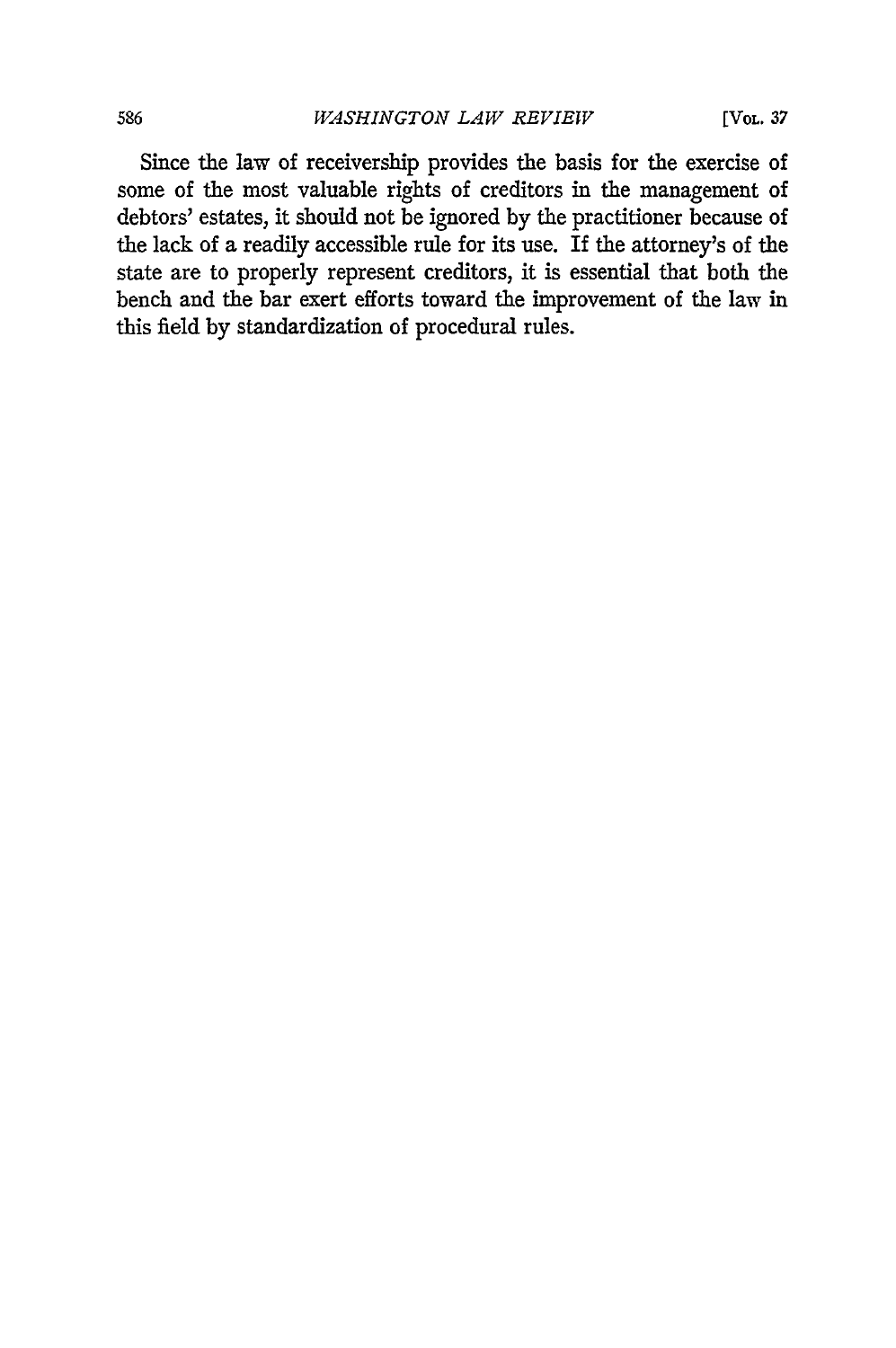Since the law of receivership provides the basis for the exercise of some of the most valuable rights of creditors in the management of debtors' estates, it should not be ignored by the practitioner because of the lack of a readily accessible rule for its use. If the attorney's of the state are to properly represent creditors, it is essential that both the bench and the bar exert efforts toward the improvement of the law in this field by standardization of procedural rules.